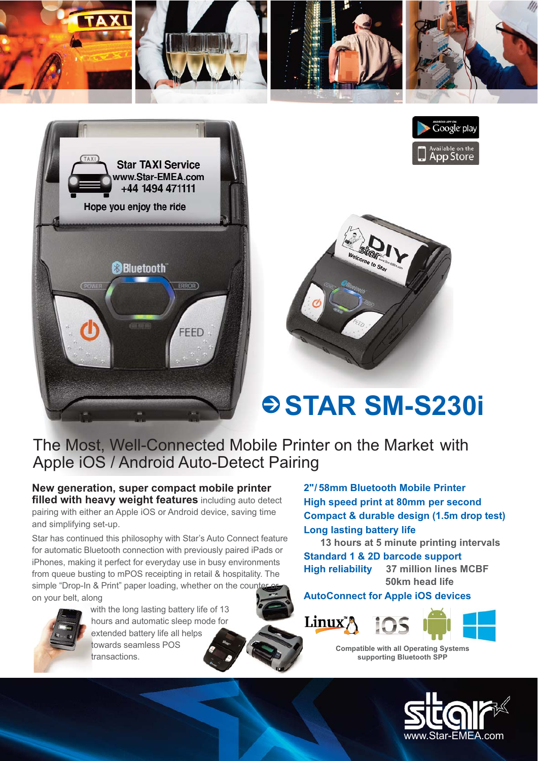# STAR SM-S230i

## The Most, Well-Connected Mobile Printer on the Market with Apple iOS / Android Auto-Detect Pairing

**New generation, super compact mobile printer filled with heavy weight features** including auto detect pairing with either an Apple iOS or Android device, saving time and simplifying set-up.

Star has continued this philosophy with Star's Auto Connect feature for automatic Bluetooth connection with previously paired iPads or iPhones, making it perfect for everyday use in busy environments from queue busting to mPOS receipting in retail & hospitality. The simple "Drop-In & Print" paper loading, whether on the counter or on your belt, along with the long lasting battery life of 13 hours and automatic sleep mode for extended battery life all helps towards seamless POS transactions.

**2"/ 58mm Bluetooth Mobile Printer**

**High speed print at 80mm per second**

**Compact & durable design (1.5m drop test)**

**Long lasting battery life**
13 hours at 5 minute printing intervals

**Standard 1 & 2D barcode support**

**High reliability** 37 million lines MCBF
50km head life

**AutoConnect for Apple iOS devices**

Compatible with all Operating Systems supporting Bluetooth SPP

www.Star-EMEA.com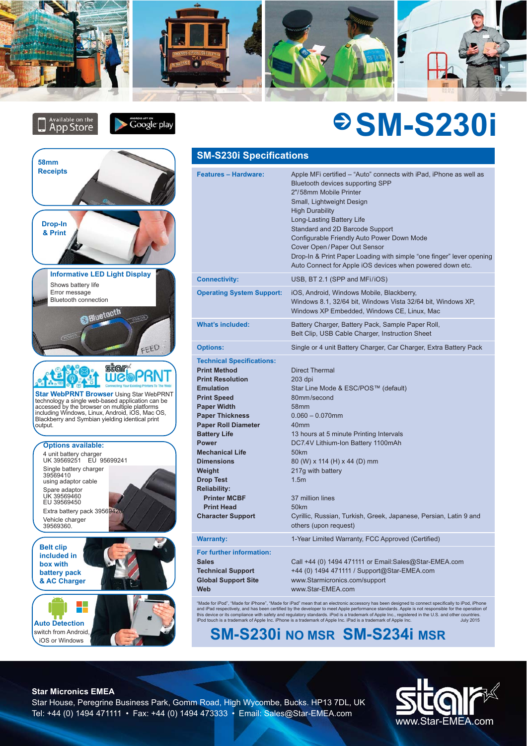Available on the App Store

ANDROID APP ON Google play

# SM-S230i

**58mm Receipts**

**Drop-In & Print**

**Informative LED Light Display**

Shows battery life
Error message
Bluetooth connection

star WebPRNT
Connecting Your Existing Printers To The Web!

**Star WebPRNT Browser** Using Star WebPRNT technology a single web-based application can be accessed by the browser on multiple platforms including Windows, Linux, Android, iOS, Mac OS, Blackberry and Symbian yielding identical print output.

**Options available:**

4 unit battery charger
UK 39569251 EU 95699241

Single battery charger
39569410
using adaptor cable

Spare adaptor
UK 39569460
EU 39569450

Extra battery pack 39569420

Vehicle charger
39569360.

**Belt clip included in box with battery pack & AC Charger**

**Auto Detection** switch from Android, iOS or Windows

## SM-S230i Specifications

| | |
|---|---|
| **Features – Hardware:** | Apple MFi certified – "Auto" connects with iPad, iPhone as well as Bluetooth devices supporting SPP<br>2"/58mm Mobile Printer<br>Small, Lightweight Design<br>High Durability<br>Long-Lasting Battery Life<br>Standard and 2D Barcode Support<br>Configurable Friendly Auto Power Down Mode<br>Cover Open / Paper Out Sensor<br>Drop-In & Print Paper Loading with simple "one finger" lever opening<br>Auto Connect for Apple iOS devices when powered down etc. |
| **Connectivity:** | USB, BT 2.1 (SPP and MFi/iOS) |
| **Operating System Support:** | iOS, Android, Windows Mobile, Blackberry, Windows 8.1, 32/64 bit, Windows Vista 32/64 bit, Windows XP, Windows XP Embedded, Windows CE, Linux, Mac |
| **What's included:** | Battery Charger, Battery Pack, Sample Paper Roll, Belt Clip, USB Cable Charger, Instruction Sheet |
| **Options:** | Single or 4 unit Battery Charger, Car Charger, Extra Battery Pack |
| **Technical Specifications:** | |
| **Print Method** | Direct Thermal |
| **Print Resolution** | 203 dpi |
| **Emulation** | Star Line Mode & ESC/POS™ (default) |
| **Print Speed** | 80mm/second |
| **Paper Width** | 58mm |
| **Paper Thickness** | 0.060 – 0.070mm |
| **Paper Roll Diameter** | 40mm |
| **Battery Life** | 13 hours at 5 minute Printing Intervals |
| **Power** | DC7.4V Lithium-Ion Battery 1100mAh |
| **Mechanical Life** | 50km |
| **Dimensions** | 80 (W) x 114 (H) x 44 (D) mm |
| **Weight** | 217g with battery |
| **Drop Test** | 1.5m |
| **Reliability:** | |
| **Printer MCBF** | 37 million lines |
| **Print Head** | 50km |
| **Character Support** | Cyrillic, Russian, Turkish, Greek, Japanese, Persian, Latin 9 and others (upon request) |
| **Warranty:** | 1-Year Limited Warranty, FCC Approved (Certified) |
| **For further information:** | |
| **Sales** | Call +44 (0) 1494 471111 or Email:Sales@Star-EMEA.com |
| **Technical Support** | +44 (0) 1494 471111 / Support@Star-EMEA.com |
| **Global Support Site** | www.Starmicronics.com/support |
| **Web** | www.Star-EMEA.com |

"Made for iPod", "Made for iPhone", "Made for iPad" mean that an electronic accessory has been designed to connect specifically to iPod, iPhone and iPad respectively, and has been certified by the developer to meet Apple performance standards. Apple is not responsible for the operation of this device or its compliance with safety and regulatory standards. iPod is a trademark of Apple Inc., registered in the U.S. and other countries. iPod touch is a trademark of Apple Inc. iPhone is a trademark of Apple Inc. iPad is a trademark of Apple Inc. July 2015

## SM-S230i NO MSR SM-S234i MSR

**Star Micronics EMEA**
Star House, Peregrine Business Park, Gomm Road, High Wycombe, Bucks. HP13 7DL, UK
Tel: +44 (0) 1494 471111 • Fax: +44 (0) 1494 473333 • Email: Sales@Star-EMEA.com

www.Star-EMEA.com